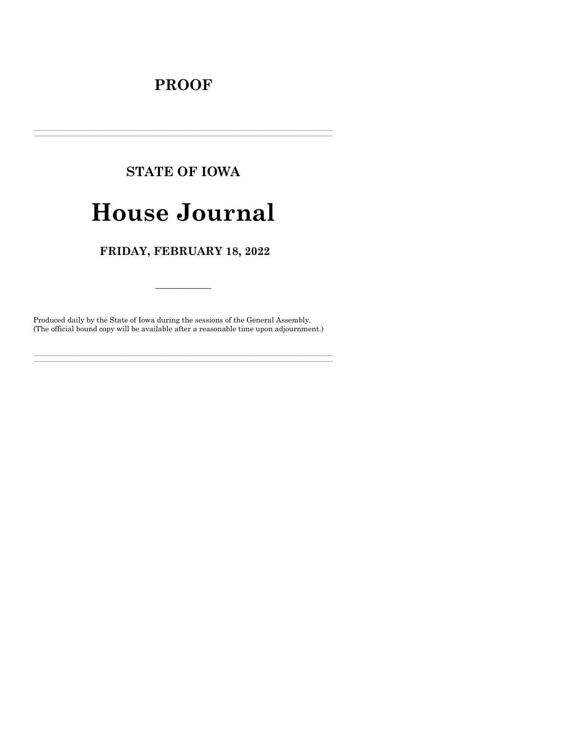# PROOF

---

## STATE OF IOWA

# House Journal

## FRIDAY, FEBRUARY 18, 2022

---

Produced daily by the State of Iowa during the sessions of the General Assembly.
(The official bound copy will be available after a reasonable time upon adjournment.)

---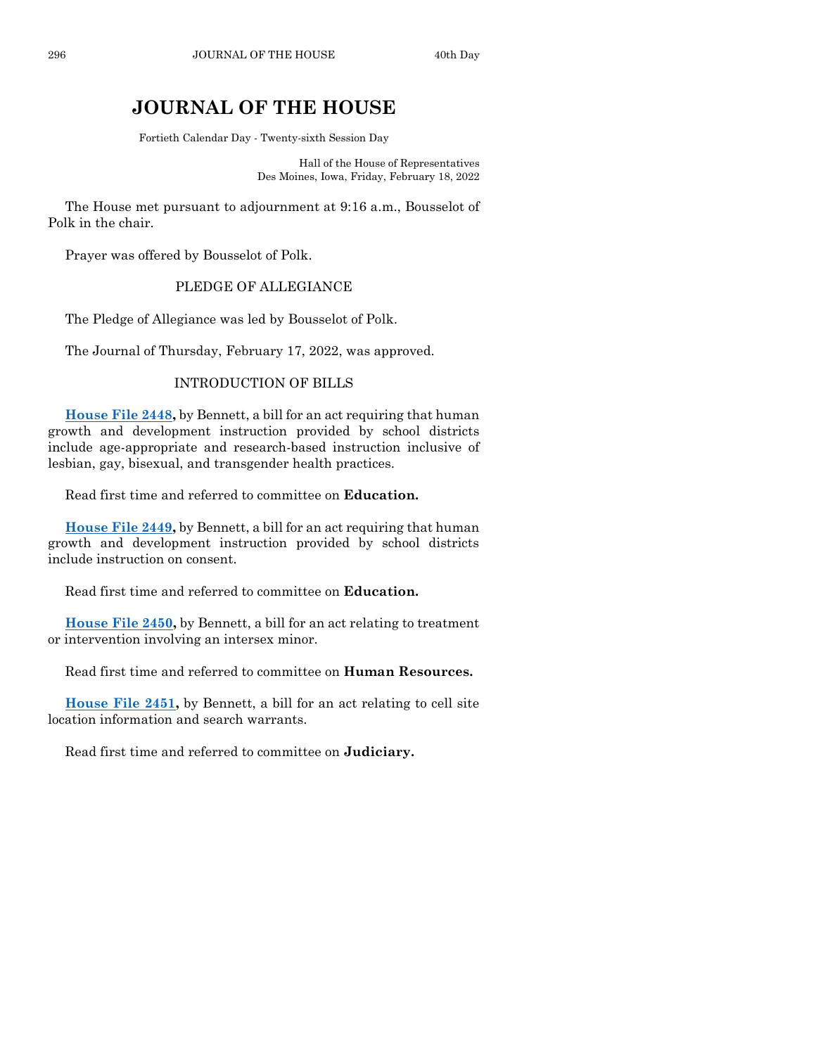# JOURNAL OF THE HOUSE

Fortieth Calendar Day - Twenty-sixth Session Day

Hall of the House of Representatives
Des Moines, Iowa, Friday, February 18, 2022

The House met pursuant to adjournment at 9:16 a.m., Bousselot of Polk in the chair.

Prayer was offered by Bousselot of Polk.

## PLEDGE OF ALLEGIANCE

The Pledge of Allegiance was led by Bousselot of Polk.

The Journal of Thursday, February 17, 2022, was approved.

## INTRODUCTION OF BILLS

**House File 2448,** by Bennett, a bill for an act requiring that human growth and development instruction provided by school districts include age-appropriate and research-based instruction inclusive of lesbian, gay, bisexual, and transgender health practices.

Read first time and referred to committee on **Education.**

**House File 2449,** by Bennett, a bill for an act requiring that human growth and development instruction provided by school districts include instruction on consent.

Read first time and referred to committee on **Education.**

**House File 2450,** by Bennett, a bill for an act relating to treatment or intervention involving an intersex minor.

Read first time and referred to committee on **Human Resources.**

**House File 2451,** by Bennett, a bill for an act relating to cell site location information and search warrants.

Read first time and referred to committee on **Judiciary.**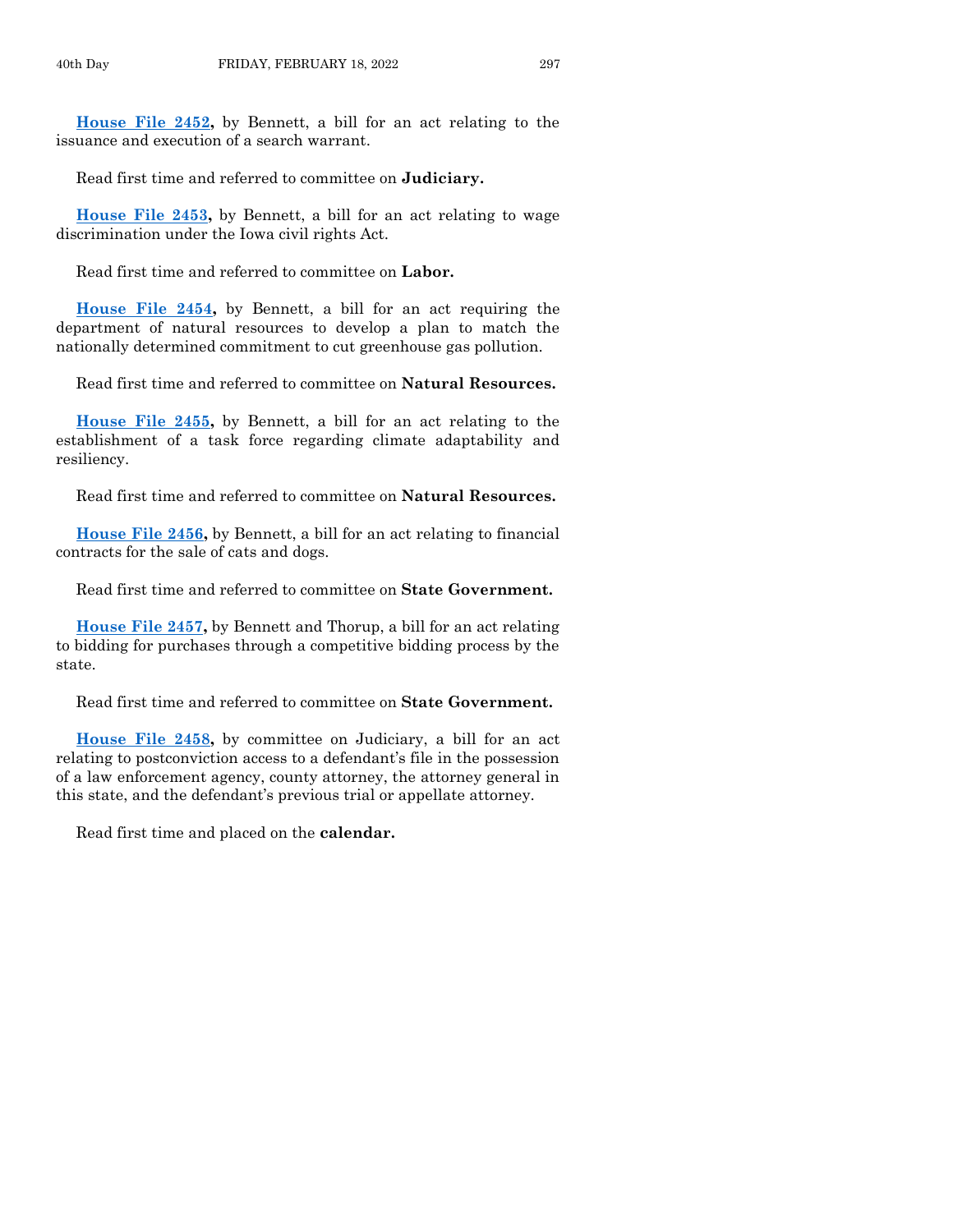**House File 2452,** by Bennett, a bill for an act relating to the issuance and execution of a search warrant.

Read first time and referred to committee on **Judiciary.**

**House File 2453,** by Bennett, a bill for an act relating to wage discrimination under the Iowa civil rights Act.

Read first time and referred to committee on **Labor.**

**House File 2454,** by Bennett, a bill for an act requiring the department of natural resources to develop a plan to match the nationally determined commitment to cut greenhouse gas pollution.

Read first time and referred to committee on **Natural Resources.**

**House File 2455,** by Bennett, a bill for an act relating to the establishment of a task force regarding climate adaptability and resiliency.

Read first time and referred to committee on **Natural Resources.**

**House File 2456,** by Bennett, a bill for an act relating to financial contracts for the sale of cats and dogs.

Read first time and referred to committee on **State Government.**

**House File 2457,** by Bennett and Thorup, a bill for an act relating to bidding for purchases through a competitive bidding process by the state.

Read first time and referred to committee on **State Government.**

**House File 2458,** by committee on Judiciary, a bill for an act relating to postconviction access to a defendant's file in the possession of a law enforcement agency, county attorney, the attorney general in this state, and the defendant's previous trial or appellate attorney.

Read first time and placed on the **calendar.**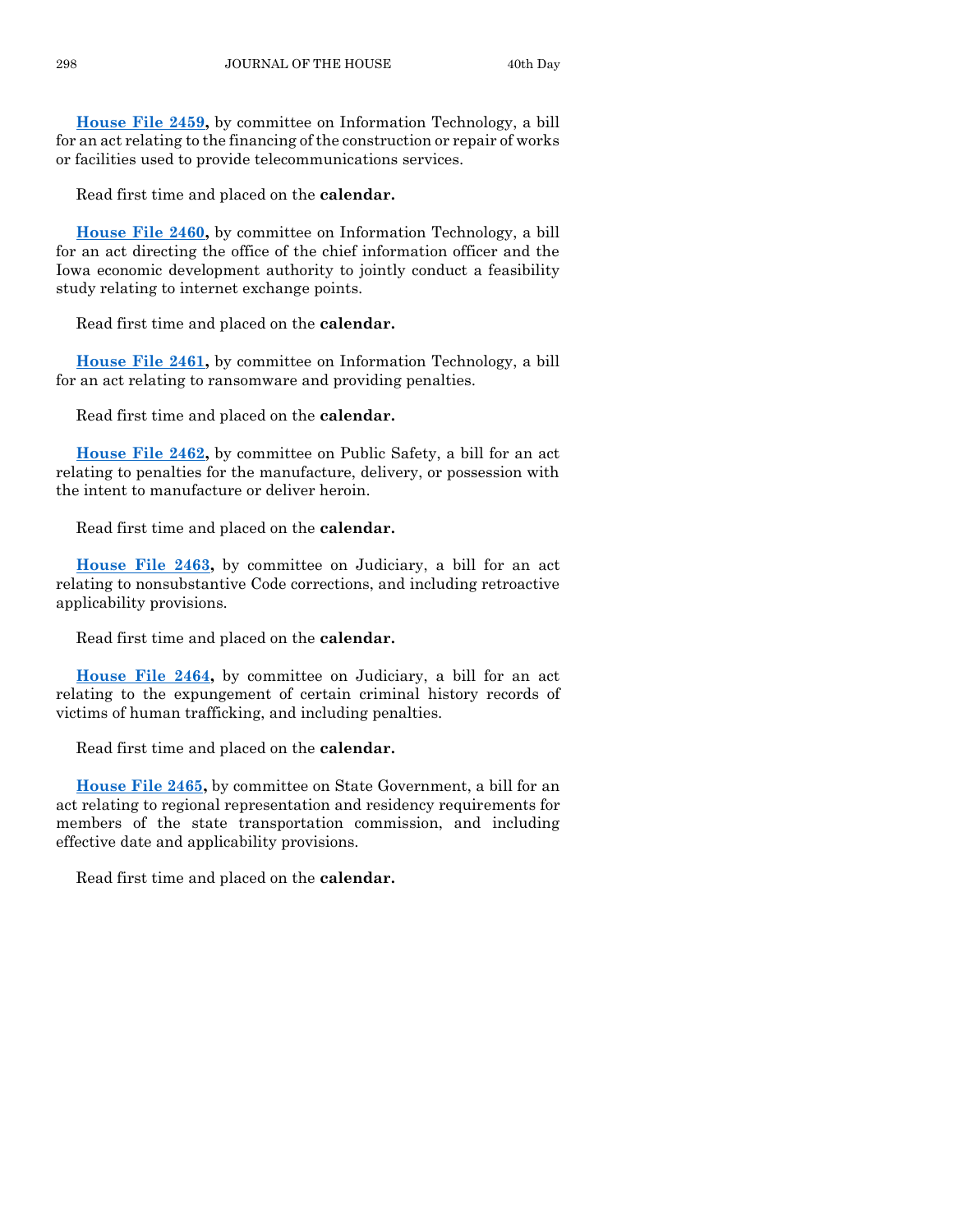**House File 2459,** by committee on Information Technology, a bill for an act relating to the financing of the construction or repair of works or facilities used to provide telecommunications services.

Read first time and placed on the **calendar.**

**House File 2460,** by committee on Information Technology, a bill for an act directing the office of the chief information officer and the Iowa economic development authority to jointly conduct a feasibility study relating to internet exchange points.

Read first time and placed on the **calendar.**

**House File 2461,** by committee on Information Technology, a bill for an act relating to ransomware and providing penalties.

Read first time and placed on the **calendar.**

**House File 2462,** by committee on Public Safety, a bill for an act relating to penalties for the manufacture, delivery, or possession with the intent to manufacture or deliver heroin.

Read first time and placed on the **calendar.**

**House File 2463,** by committee on Judiciary, a bill for an act relating to nonsubstantive Code corrections, and including retroactive applicability provisions.

Read first time and placed on the **calendar.**

**House File 2464,** by committee on Judiciary, a bill for an act relating to the expungement of certain criminal history records of victims of human trafficking, and including penalties.

Read first time and placed on the **calendar.**

**House File 2465,** by committee on State Government, a bill for an act relating to regional representation and residency requirements for members of the state transportation commission, and including effective date and applicability provisions.

Read first time and placed on the **calendar.**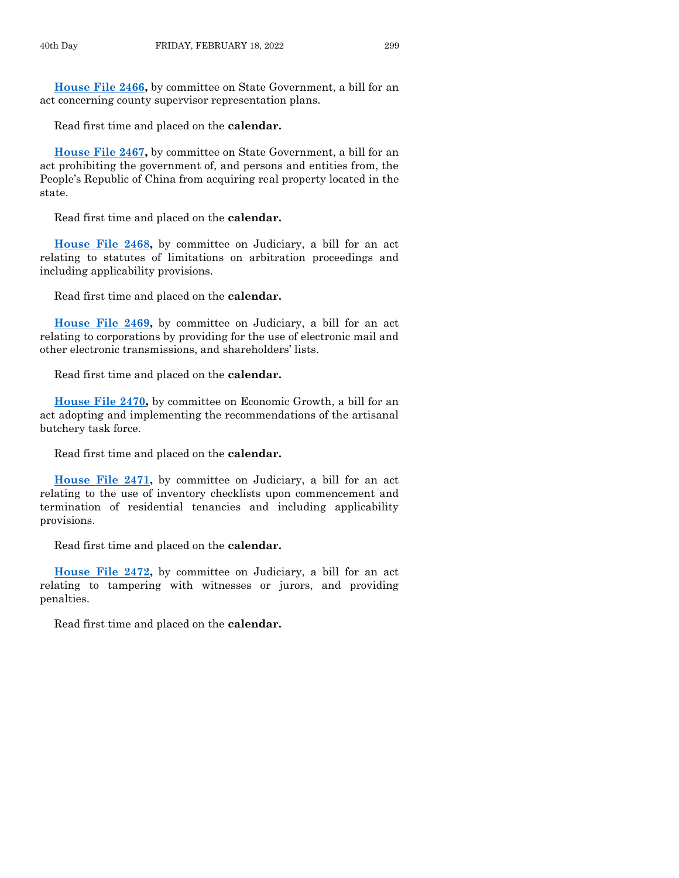**House File 2466,** by committee on State Government, a bill for an act concerning county supervisor representation plans.

Read first time and placed on the **calendar.**

**House File 2467,** by committee on State Government, a bill for an act prohibiting the government of, and persons and entities from, the People's Republic of China from acquiring real property located in the state.

Read first time and placed on the **calendar.**

**House File 2468,** by committee on Judiciary, a bill for an act relating to statutes of limitations on arbitration proceedings and including applicability provisions.

Read first time and placed on the **calendar.**

**House File 2469,** by committee on Judiciary, a bill for an act relating to corporations by providing for the use of electronic mail and other electronic transmissions, and shareholders' lists.

Read first time and placed on the **calendar.**

**House File 2470,** by committee on Economic Growth, a bill for an act adopting and implementing the recommendations of the artisanal butchery task force.

Read first time and placed on the **calendar.**

**House File 2471,** by committee on Judiciary, a bill for an act relating to the use of inventory checklists upon commencement and termination of residential tenancies and including applicability provisions.

Read first time and placed on the **calendar.**

**House File 2472,** by committee on Judiciary, a bill for an act relating to tampering with witnesses or jurors, and providing penalties.

Read first time and placed on the **calendar.**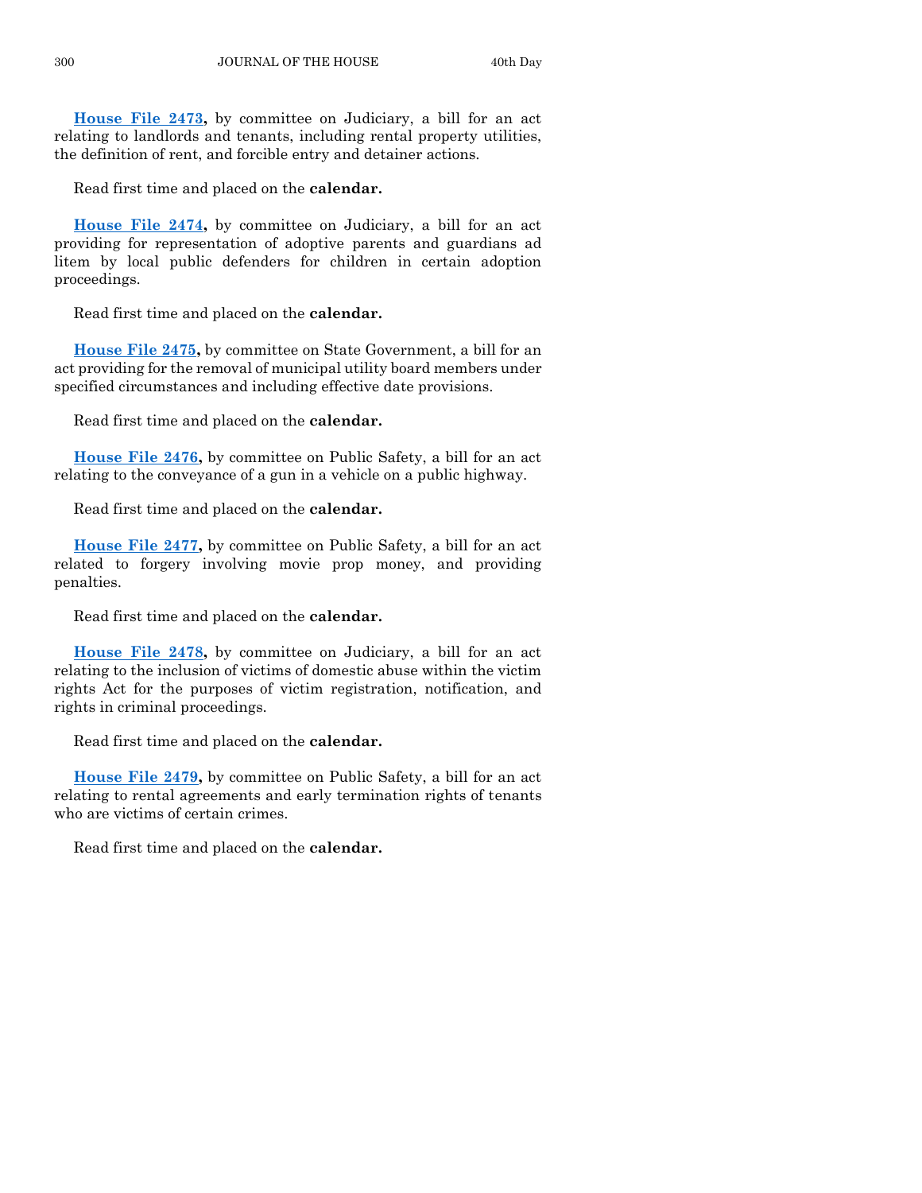**House File 2473,** by committee on Judiciary, a bill for an act relating to landlords and tenants, including rental property utilities, the definition of rent, and forcible entry and detainer actions.

Read first time and placed on the **calendar.**

**House File 2474,** by committee on Judiciary, a bill for an act providing for representation of adoptive parents and guardians ad litem by local public defenders for children in certain adoption proceedings.

Read first time and placed on the **calendar.**

**House File 2475,** by committee on State Government, a bill for an act providing for the removal of municipal utility board members under specified circumstances and including effective date provisions.

Read first time and placed on the **calendar.**

**House File 2476,** by committee on Public Safety, a bill for an act relating to the conveyance of a gun in a vehicle on a public highway.

Read first time and placed on the **calendar.**

**House File 2477,** by committee on Public Safety, a bill for an act related to forgery involving movie prop money, and providing penalties.

Read first time and placed on the **calendar.**

**House File 2478,** by committee on Judiciary, a bill for an act relating to the inclusion of victims of domestic abuse within the victim rights Act for the purposes of victim registration, notification, and rights in criminal proceedings.

Read first time and placed on the **calendar.**

**House File 2479,** by committee on Public Safety, a bill for an act relating to rental agreements and early termination rights of tenants who are victims of certain crimes.

Read first time and placed on the **calendar.**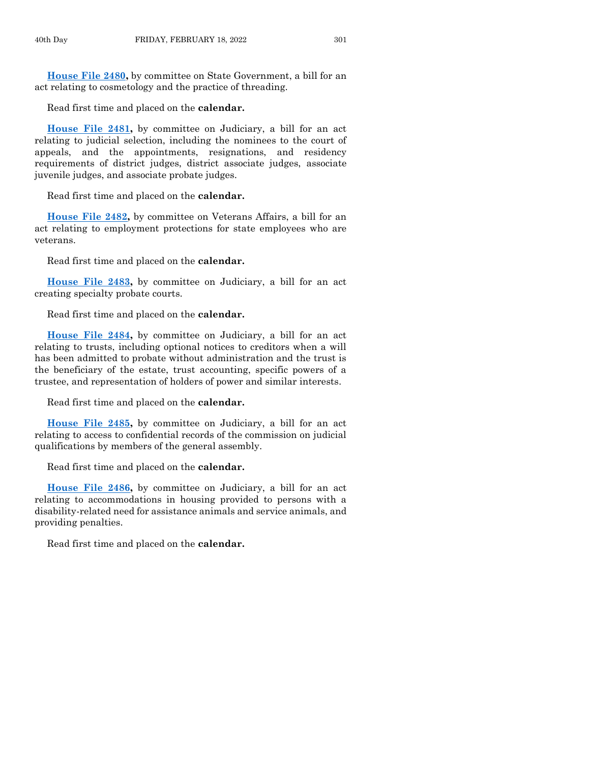**House File 2480,** by committee on State Government, a bill for an act relating to cosmetology and the practice of threading.

Read first time and placed on the **calendar.**

**House File 2481,** by committee on Judiciary, a bill for an act relating to judicial selection, including the nominees to the court of appeals, and the appointments, resignations, and residency requirements of district judges, district associate judges, associate juvenile judges, and associate probate judges.

Read first time and placed on the **calendar.**

**House File 2482,** by committee on Veterans Affairs, a bill for an act relating to employment protections for state employees who are veterans.

Read first time and placed on the **calendar.**

**House File 2483,** by committee on Judiciary, a bill for an act creating specialty probate courts.

Read first time and placed on the **calendar.**

**House File 2484,** by committee on Judiciary, a bill for an act relating to trusts, including optional notices to creditors when a will has been admitted to probate without administration and the trust is the beneficiary of the estate, trust accounting, specific powers of a trustee, and representation of holders of power and similar interests.

Read first time and placed on the **calendar.**

**House File 2485,** by committee on Judiciary, a bill for an act relating to access to confidential records of the commission on judicial qualifications by members of the general assembly.

Read first time and placed on the **calendar.**

**House File 2486,** by committee on Judiciary, a bill for an act relating to accommodations in housing provided to persons with a disability-related need for assistance animals and service animals, and providing penalties.

Read first time and placed on the **calendar.**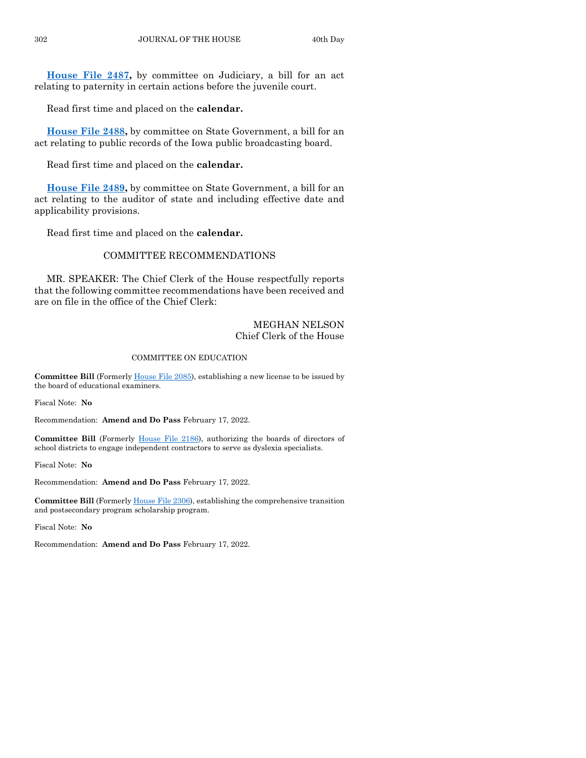**House File 2487,** by committee on Judiciary, a bill for an act relating to paternity in certain actions before the juvenile court.

Read first time and placed on the **calendar.**

**House File 2488,** by committee on State Government, a bill for an act relating to public records of the Iowa public broadcasting board.

Read first time and placed on the **calendar.**

**House File 2489,** by committee on State Government, a bill for an act relating to the auditor of state and including effective date and applicability provisions.

Read first time and placed on the **calendar.**

## COMMITTEE RECOMMENDATIONS

MR. SPEAKER: The Chief Clerk of the House respectfully reports that the following committee recommendations have been received and are on file in the office of the Chief Clerk:

MEGHAN NELSON
Chief Clerk of the House

### COMMITTEE ON EDUCATION

**Committee Bill** (Formerly House File 2085), establishing a new license to be issued by the board of educational examiners.

Fiscal Note: **No**

Recommendation: **Amend and Do Pass** February 17, 2022.

**Committee Bill** (Formerly House File 2186), authorizing the boards of directors of school districts to engage independent contractors to serve as dyslexia specialists.

Fiscal Note: **No**

Recommendation: **Amend and Do Pass** February 17, 2022.

**Committee Bill** (Formerly House File 2306), establishing the comprehensive transition and postsecondary program scholarship program.

Fiscal Note: **No**

Recommendation: **Amend and Do Pass** February 17, 2022.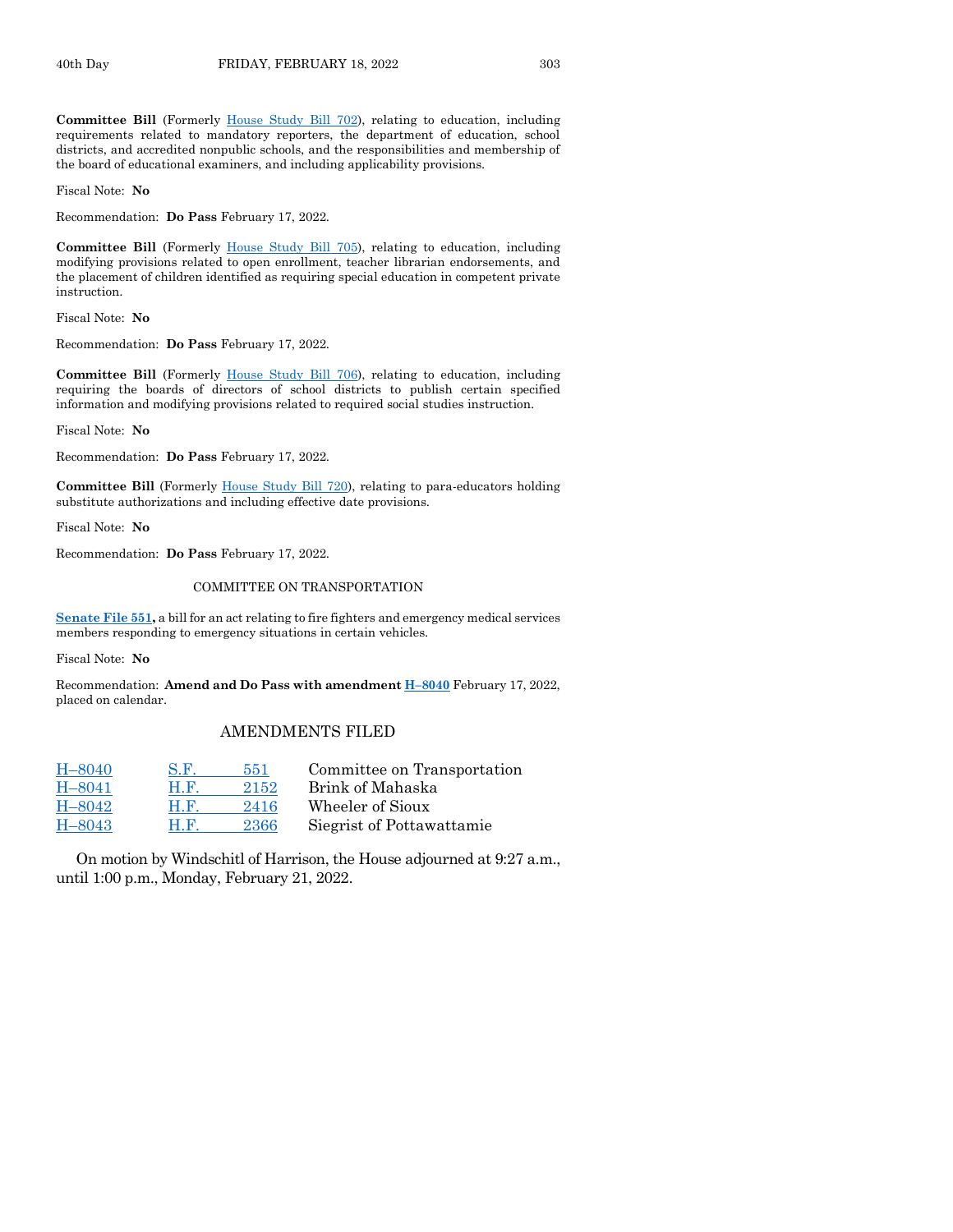**Committee Bill** (Formerly House Study Bill 702), relating to education, including requirements related to mandatory reporters, the department of education, school districts, and accredited nonpublic schools, and the responsibilities and membership of the board of educational examiners, and including applicability provisions.

Fiscal Note: **No**

Recommendation: **Do Pass** February 17, 2022.

**Committee Bill** (Formerly House Study Bill 705), relating to education, including modifying provisions related to open enrollment, teacher librarian endorsements, and the placement of children identified as requiring special education in competent private instruction.

Fiscal Note: **No**

Recommendation: **Do Pass** February 17, 2022.

**Committee Bill** (Formerly House Study Bill 706), relating to education, including requiring the boards of directors of school districts to publish certain specified information and modifying provisions related to required social studies instruction.

Fiscal Note: **No**

Recommendation: **Do Pass** February 17, 2022.

**Committee Bill** (Formerly House Study Bill 720), relating to para-educators holding substitute authorizations and including effective date provisions.

Fiscal Note: **No**

Recommendation: **Do Pass** February 17, 2022.

COMMITTEE ON TRANSPORTATION

**Senate File 551,** a bill for an act relating to fire fighters and emergency medical services members responding to emergency situations in certain vehicles.

Fiscal Note: **No**

Recommendation: **Amend and Do Pass with amendment H–8040** February 17, 2022, placed on calendar.

## AMENDMENTS FILED

| | | | |
|---|---|---|---|
| H–8040 | S.F. | 551 | Committee on Transportation |
| H–8041 | H.F. | 2152 | Brink of Mahaska |
| H–8042 | H.F. | 2416 | Wheeler of Sioux |
| H–8043 | H.F. | 2366 | Siegrist of Pottawattamie |

On motion by Windschitl of Harrison, the House adjourned at 9:27 a.m., until 1:00 p.m., Monday, February 21, 2022.